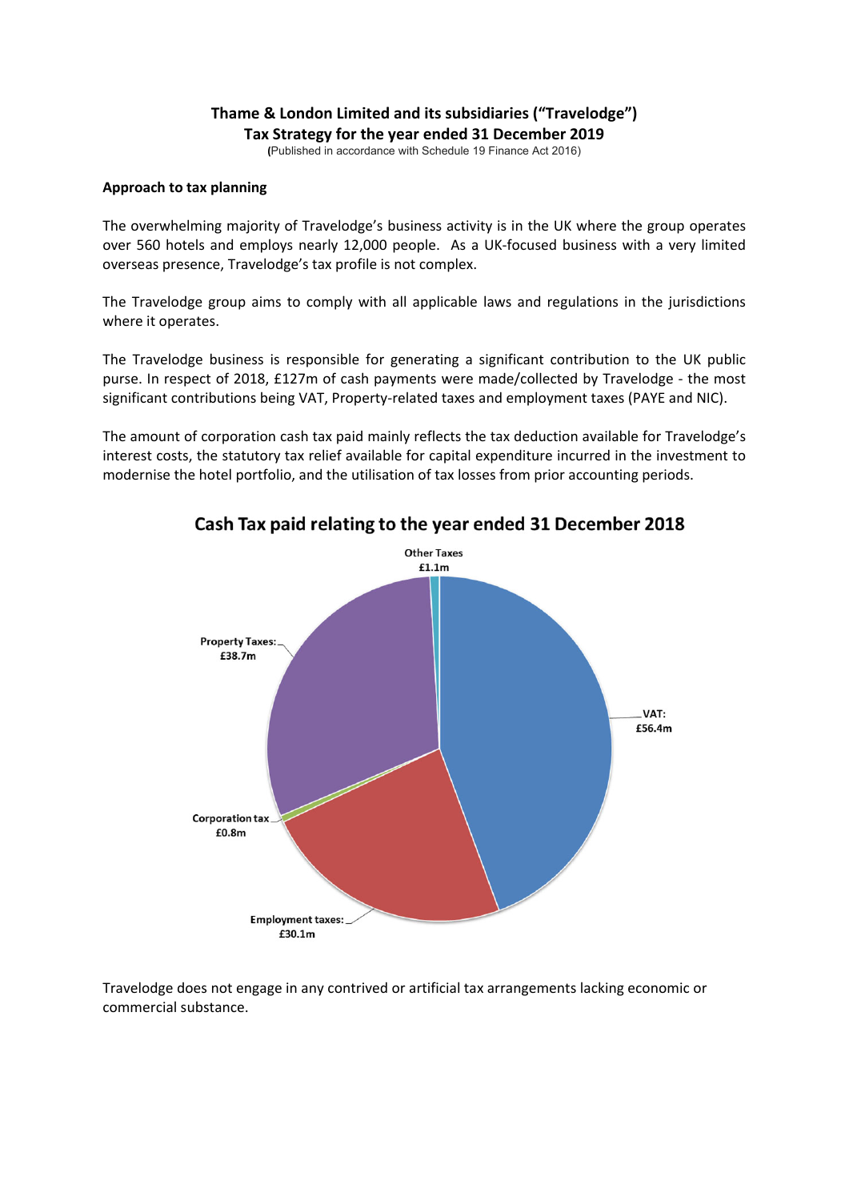# Thame & London Limited and its subsidiaries ("Travelodge")
# Tax Strategy for the year ended 31 December 2019

(Published in accordance with Schedule 19 Finance Act 2016)

**Approach to tax planning**

The overwhelming majority of Travelodge's business activity is in the UK where the group operates over 560 hotels and employs nearly 12,000 people. As a UK-focused business with a very limited overseas presence, Travelodge's tax profile is not complex.

The Travelodge group aims to comply with all applicable laws and regulations in the jurisdictions where it operates.

The Travelodge business is responsible for generating a significant contribution to the UK public purse. In respect of 2018, £127m of cash payments were made/collected by Travelodge - the most significant contributions being VAT, Property-related taxes and employment taxes (PAYE and NIC).

The amount of corporation cash tax paid mainly reflects the tax deduction available for Travelodge's interest costs, the statutory tax relief available for capital expenditure incurred in the investment to modernise the hotel portfolio, and the utilisation of tax losses from prior accounting periods.

**Cash Tax paid relating to the year ended 31 December 2018**

| Tax | Amount |
|---|---|
| VAT | £56.4m |
| Property Taxes | £38.7m |
| Employment taxes | £30.1m |
| Other Taxes | £1.1m |
| Corporation tax | £0.8m |

Travelodge does not engage in any contrived or artificial tax arrangements lacking economic or commercial substance.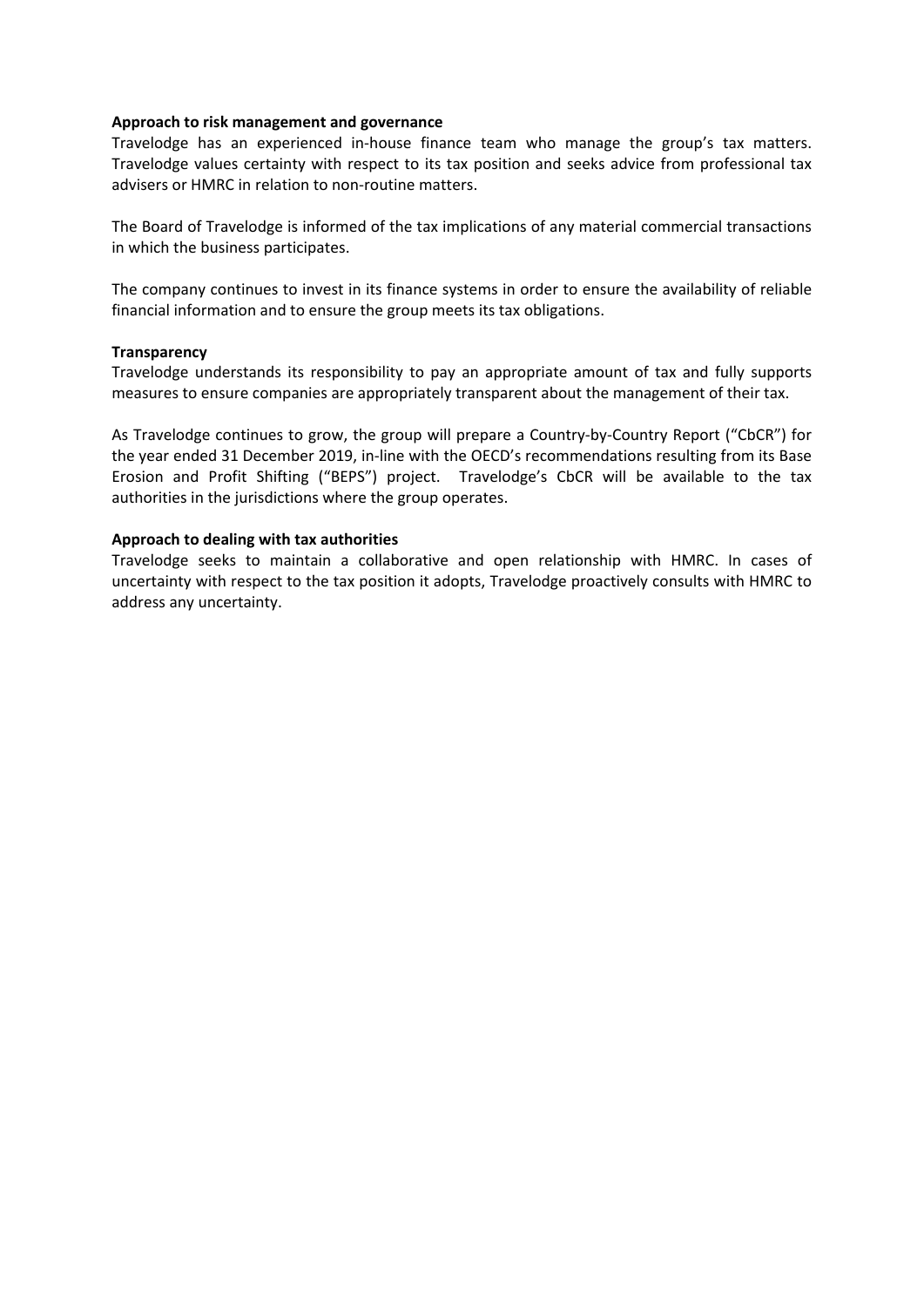**Approach to risk management and governance**

Travelodge has an experienced in-house finance team who manage the group's tax matters. Travelodge values certainty with respect to its tax position and seeks advice from professional tax advisers or HMRC in relation to non-routine matters.

The Board of Travelodge is informed of the tax implications of any material commercial transactions in which the business participates.

The company continues to invest in its finance systems in order to ensure the availability of reliable financial information and to ensure the group meets its tax obligations.

**Transparency**

Travelodge understands its responsibility to pay an appropriate amount of tax and fully supports measures to ensure companies are appropriately transparent about the management of their tax.

As Travelodge continues to grow, the group will prepare a Country-by-Country Report ("CbCR") for the year ended 31 December 2019, in-line with the OECD's recommendations resulting from its Base Erosion and Profit Shifting ("BEPS") project. Travelodge's CbCR will be available to the tax authorities in the jurisdictions where the group operates.

**Approach to dealing with tax authorities**

Travelodge seeks to maintain a collaborative and open relationship with HMRC. In cases of uncertainty with respect to the tax position it adopts, Travelodge proactively consults with HMRC to address any uncertainty.